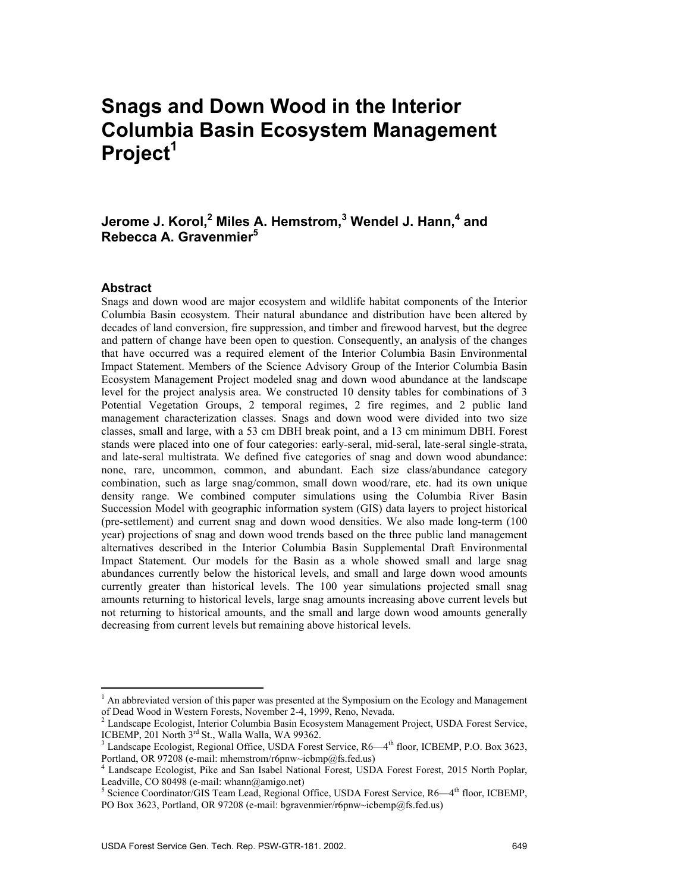# Snags and Down Wood in the Interior Columbia Basin Ecosystem Management Project[1]

**Jerome J. Korol,[2] Miles A. Hemstrom,[3] Wendel J. Hann,[4] and Rebecca A. Gravenmier[5]**

## Abstract

Snags and down wood are major ecosystem and wildlife habitat components of the Interior Columbia Basin ecosystem. Their natural abundance and distribution have been altered by decades of land conversion, fire suppression, and timber and firewood harvest, but the degree and pattern of change have been open to question. Consequently, an analysis of the changes that have occurred was a required element of the Interior Columbia Basin Environmental Impact Statement. Members of the Science Advisory Group of the Interior Columbia Basin Ecosystem Management Project modeled snag and down wood abundance at the landscape level for the project analysis area. We constructed 10 density tables for combinations of 3 Potential Vegetation Groups, 2 temporal regimes, 2 fire regimes, and 2 public land management characterization classes. Snags and down wood were divided into two size classes, small and large, with a 53 cm DBH break point, and a 13 cm minimum DBH. Forest stands were placed into one of four categories: early-seral, mid-seral, late-seral single-strata, and late-seral multistrata. We defined five categories of snag and down wood abundance: none, rare, uncommon, common, and abundant. Each size class/abundance category combination, such as large snag/common, small down wood/rare, etc. had its own unique density range. We combined computer simulations using the Columbia River Basin Succession Model with geographic information system (GIS) data layers to project historical (pre-settlement) and current snag and down wood densities. We also made long-term (100 year) projections of snag and down wood trends based on the three public land management alternatives described in the Interior Columbia Basin Supplemental Draft Environmental Impact Statement. Our models for the Basin as a whole showed small and large snag abundances currently below the historical levels, and small and large down wood amounts currently greater than historical levels. The 100 year simulations projected small snag amounts returning to historical levels, large snag amounts increasing above current levels but not returning to historical amounts, and the small and large down wood amounts generally decreasing from current levels but remaining above historical levels.

---

[1] An abbreviated version of this paper was presented at the Symposium on the Ecology and Management of Dead Wood in Western Forests, November 2-4, 1999, Reno, Nevada.

[2] Landscape Ecologist, Interior Columbia Basin Ecosystem Management Project, USDA Forest Service, ICBEMP, 201 North 3rd St., Walla Walla, WA 99362.

[3] Landscape Ecologist, Regional Office, USDA Forest Service, R6—4th floor, ICBEMP, P.O. Box 3623, Portland, OR 97208 (e-mail: mhemstrom/r6pnw~icbmp@fs.fed.us)

[4] Landscape Ecologist, Pike and San Isabel National Forest, USDA Forest Forest, 2015 North Poplar, Leadville, CO 80498 (e-mail: whann@amigo.net)

[5] Science Coordinator/GIS Team Lead, Regional Office, USDA Forest Service, R6—4th floor, ICBEMP, PO Box 3623, Portland, OR 97208 (e-mail: bgravenmier/r6pnw~icbemp@fs.fed.us)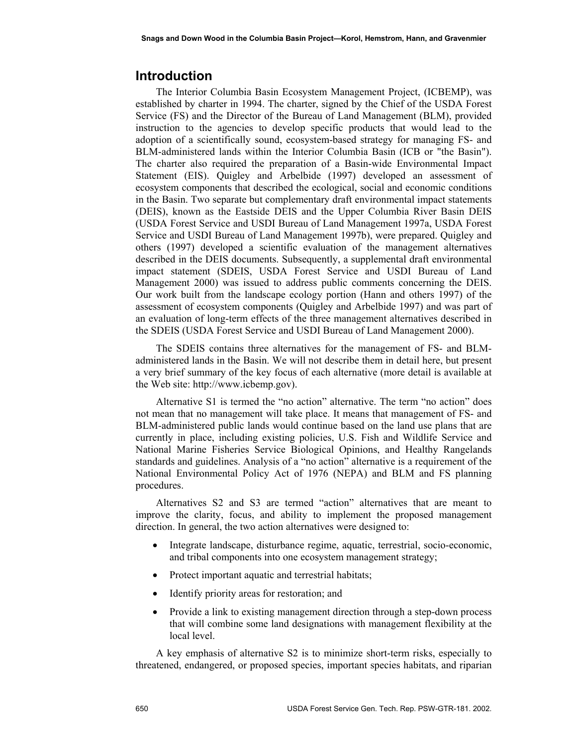## Introduction

The Interior Columbia Basin Ecosystem Management Project, (ICBEMP), was established by charter in 1994. The charter, signed by the Chief of the USDA Forest Service (FS) and the Director of the Bureau of Land Management (BLM), provided instruction to the agencies to develop specific products that would lead to the adoption of a scientifically sound, ecosystem-based strategy for managing FS- and BLM-administered lands within the Interior Columbia Basin (ICB or "the Basin"). The charter also required the preparation of a Basin-wide Environmental Impact Statement (EIS). Quigley and Arbelbide (1997) developed an assessment of ecosystem components that described the ecological, social and economic conditions in the Basin. Two separate but complementary draft environmental impact statements (DEIS), known as the Eastside DEIS and the Upper Columbia River Basin DEIS (USDA Forest Service and USDI Bureau of Land Management 1997a, USDA Forest Service and USDI Bureau of Land Management 1997b), were prepared. Quigley and others (1997) developed a scientific evaluation of the management alternatives described in the DEIS documents. Subsequently, a supplemental draft environmental impact statement (SDEIS, USDA Forest Service and USDI Bureau of Land Management 2000) was issued to address public comments concerning the DEIS. Our work built from the landscape ecology portion (Hann and others 1997) of the assessment of ecosystem components (Quigley and Arbelbide 1997) and was part of an evaluation of long-term effects of the three management alternatives described in the SDEIS (USDA Forest Service and USDI Bureau of Land Management 2000).

The SDEIS contains three alternatives for the management of FS- and BLM-administered lands in the Basin. We will not describe them in detail here, but present a very brief summary of the key focus of each alternative (more detail is available at the Web site: http://www.icbemp.gov).

Alternative S1 is termed the "no action" alternative. The term "no action" does not mean that no management will take place. It means that management of FS- and BLM-administered public lands would continue based on the land use plans that are currently in place, including existing policies, U.S. Fish and Wildlife Service and National Marine Fisheries Service Biological Opinions, and Healthy Rangelands standards and guidelines. Analysis of a "no action" alternative is a requirement of the National Environmental Policy Act of 1976 (NEPA) and BLM and FS planning procedures.

Alternatives S2 and S3 are termed "action" alternatives that are meant to improve the clarity, focus, and ability to implement the proposed management direction. In general, the two action alternatives were designed to:

- Integrate landscape, disturbance regime, aquatic, terrestrial, socio-economic, and tribal components into one ecosystem management strategy;
- Protect important aquatic and terrestrial habitats;
- Identify priority areas for restoration; and
- Provide a link to existing management direction through a step-down process that will combine some land designations with management flexibility at the local level.

A key emphasis of alternative S2 is to minimize short-term risks, especially to threatened, endangered, or proposed species, important species habitats, and riparian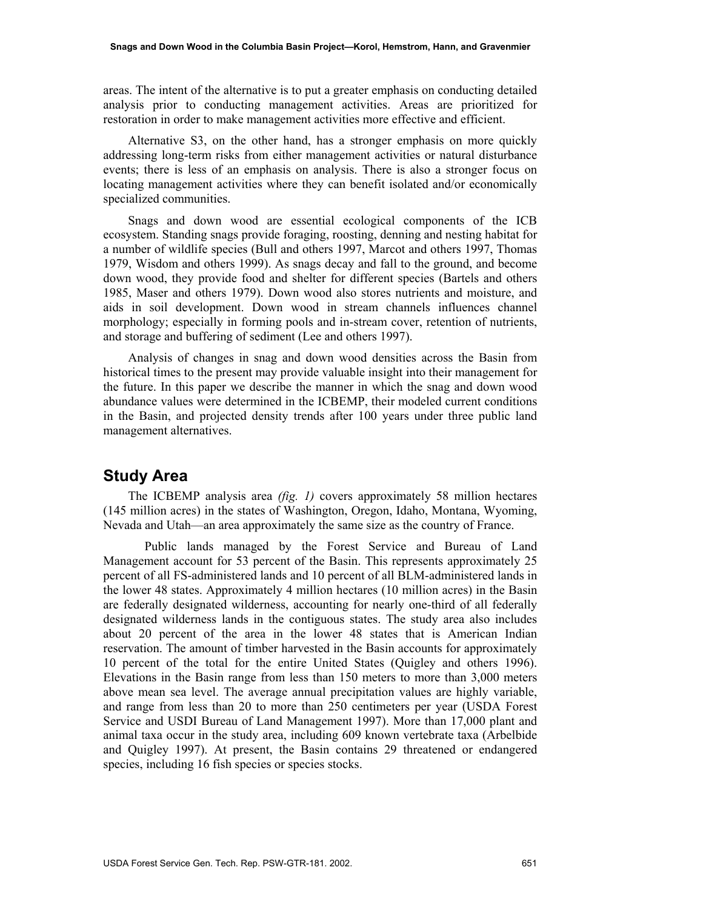areas. The intent of the alternative is to put a greater emphasis on conducting detailed analysis prior to conducting management activities. Areas are prioritized for restoration in order to make management activities more effective and efficient.

Alternative S3, on the other hand, has a stronger emphasis on more quickly addressing long-term risks from either management activities or natural disturbance events; there is less of an emphasis on analysis. There is also a stronger focus on locating management activities where they can benefit isolated and/or economically specialized communities.

Snags and down wood are essential ecological components of the ICB ecosystem. Standing snags provide foraging, roosting, denning and nesting habitat for a number of wildlife species (Bull and others 1997, Marcot and others 1997, Thomas 1979, Wisdom and others 1999). As snags decay and fall to the ground, and become down wood, they provide food and shelter for different species (Bartels and others 1985, Maser and others 1979). Down wood also stores nutrients and moisture, and aids in soil development. Down wood in stream channels influences channel morphology; especially in forming pools and in-stream cover, retention of nutrients, and storage and buffering of sediment (Lee and others 1997).

Analysis of changes in snag and down wood densities across the Basin from historical times to the present may provide valuable insight into their management for the future. In this paper we describe the manner in which the snag and down wood abundance values were determined in the ICBEMP, their modeled current conditions in the Basin, and projected density trends after 100 years under three public land management alternatives.

## Study Area

The ICBEMP analysis area *(fig. 1)* covers approximately 58 million hectares (145 million acres) in the states of Washington, Oregon, Idaho, Montana, Wyoming, Nevada and Utah—an area approximately the same size as the country of France.

Public lands managed by the Forest Service and Bureau of Land Management account for 53 percent of the Basin. This represents approximately 25 percent of all FS-administered lands and 10 percent of all BLM-administered lands in the lower 48 states. Approximately 4 million hectares (10 million acres) in the Basin are federally designated wilderness, accounting for nearly one-third of all federally designated wilderness lands in the contiguous states. The study area also includes about 20 percent of the area in the lower 48 states that is American Indian reservation. The amount of timber harvested in the Basin accounts for approximately 10 percent of the total for the entire United States (Quigley and others 1996). Elevations in the Basin range from less than 150 meters to more than 3,000 meters above mean sea level. The average annual precipitation values are highly variable, and range from less than 20 to more than 250 centimeters per year (USDA Forest Service and USDI Bureau of Land Management 1997). More than 17,000 plant and animal taxa occur in the study area, including 609 known vertebrate taxa (Arbelbide and Quigley 1997). At present, the Basin contains 29 threatened or endangered species, including 16 fish species or species stocks.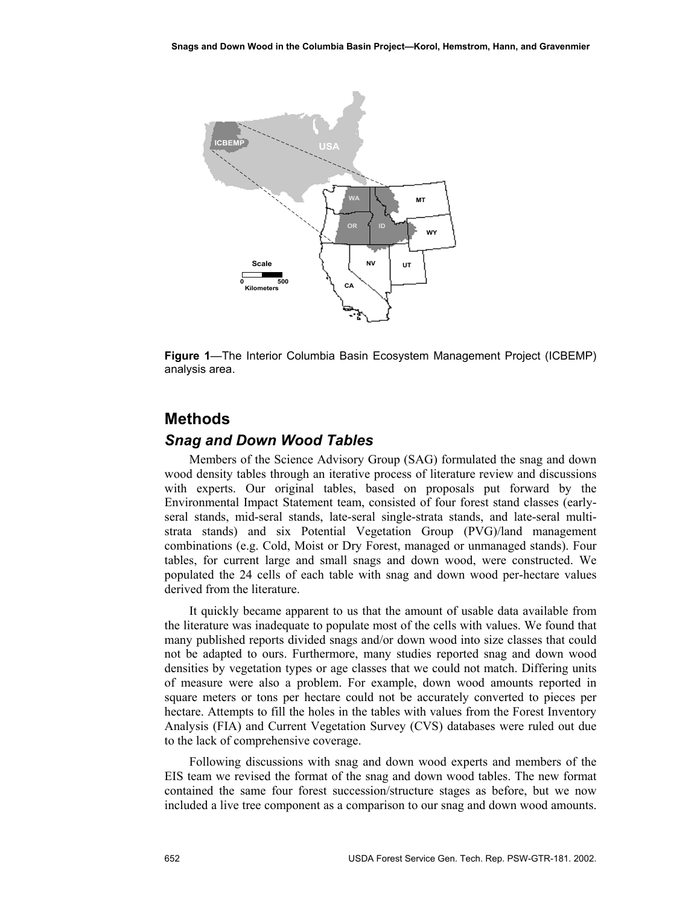**Figure 1**—The Interior Columbia Basin Ecosystem Management Project (ICBEMP) analysis area.

## Methods

### *Snag and Down Wood Tables*

Members of the Science Advisory Group (SAG) formulated the snag and down wood density tables through an iterative process of literature review and discussions with experts. Our original tables, based on proposals put forward by the Environmental Impact Statement team, consisted of four forest stand classes (early-seral stands, mid-seral stands, late-seral single-strata stands, and late-seral multi-strata stands) and six Potential Vegetation Group (PVG)/land management combinations (e.g. Cold, Moist or Dry Forest, managed or unmanaged stands). Four tables, for current large and small snags and down wood, were constructed. We populated the 24 cells of each table with snag and down wood per-hectare values derived from the literature.

It quickly became apparent to us that the amount of usable data available from the literature was inadequate to populate most of the cells with values. We found that many published reports divided snags and/or down wood into size classes that could not be adapted to ours. Furthermore, many studies reported snag and down wood densities by vegetation types or age classes that we could not match. Differing units of measure were also a problem. For example, down wood amounts reported in square meters or tons per hectare could not be accurately converted to pieces per hectare. Attempts to fill the holes in the tables with values from the Forest Inventory Analysis (FIA) and Current Vegetation Survey (CVS) databases were ruled out due to the lack of comprehensive coverage.

Following discussions with snag and down wood experts and members of the EIS team we revised the format of the snag and down wood tables. The new format contained the same four forest succession/structure stages as before, but we now included a live tree component as a comparison to our snag and down wood amounts.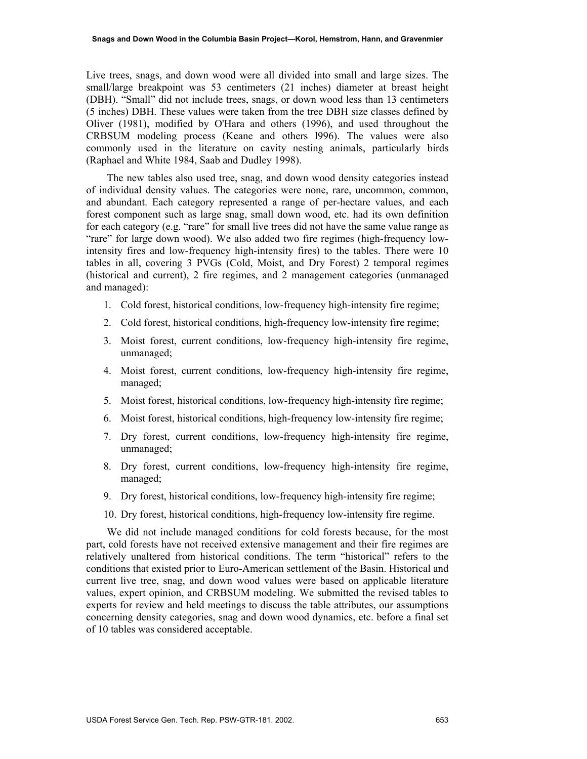Live trees, snags, and down wood were all divided into small and large sizes. The small/large breakpoint was 53 centimeters (21 inches) diameter at breast height (DBH). "Small" did not include trees, snags, or down wood less than 13 centimeters (5 inches) DBH. These values were taken from the tree DBH size classes defined by Oliver (1981), modified by O'Hara and others (1996), and used throughout the CRBSUM modeling process (Keane and others l996). The values were also commonly used in the literature on cavity nesting animals, particularly birds (Raphael and White 1984, Saab and Dudley 1998).

The new tables also used tree, snag, and down wood density categories instead of individual density values. The categories were none, rare, uncommon, common, and abundant. Each category represented a range of per-hectare values, and each forest component such as large snag, small down wood, etc. had its own definition for each category (e.g. "rare" for small live trees did not have the same value range as "rare" for large down wood). We also added two fire regimes (high-frequency low-intensity fires and low-frequency high-intensity fires) to the tables. There were 10 tables in all, covering 3 PVGs (Cold, Moist, and Dry Forest) 2 temporal regimes (historical and current), 2 fire regimes, and 2 management categories (unmanaged and managed):

1. Cold forest, historical conditions, low-frequency high-intensity fire regime;
2. Cold forest, historical conditions, high-frequency low-intensity fire regime;
3. Moist forest, current conditions, low-frequency high-intensity fire regime, unmanaged;
4. Moist forest, current conditions, low-frequency high-intensity fire regime, managed;
5. Moist forest, historical conditions, low-frequency high-intensity fire regime;
6. Moist forest, historical conditions, high-frequency low-intensity fire regime;
7. Dry forest, current conditions, low-frequency high-intensity fire regime, unmanaged;
8. Dry forest, current conditions, low-frequency high-intensity fire regime, managed;
9. Dry forest, historical conditions, low-frequency high-intensity fire regime;
10. Dry forest, historical conditions, high-frequency low-intensity fire regime.

We did not include managed conditions for cold forests because, for the most part, cold forests have not received extensive management and their fire regimes are relatively unaltered from historical conditions. The term "historical" refers to the conditions that existed prior to Euro-American settlement of the Basin. Historical and current live tree, snag, and down wood values were based on applicable literature values, expert opinion, and CRBSUM modeling. We submitted the revised tables to experts for review and held meetings to discuss the table attributes, our assumptions concerning density categories, snag and down wood dynamics, etc. before a final set of 10 tables was considered acceptable.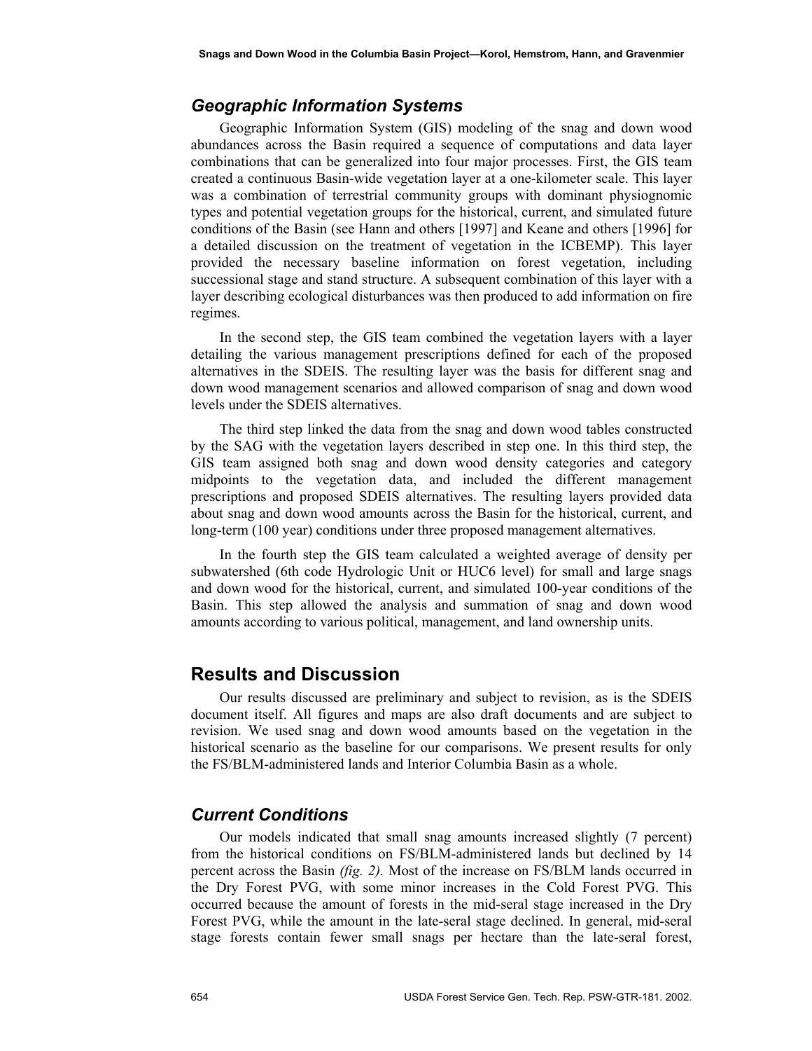## Geographic Information Systems

Geographic Information System (GIS) modeling of the snag and down wood abundances across the Basin required a sequence of computations and data layer combinations that can be generalized into four major processes. First, the GIS team created a continuous Basin-wide vegetation layer at a one-kilometer scale. This layer was a combination of terrestrial community groups with dominant physiognomic types and potential vegetation groups for the historical, current, and simulated future conditions of the Basin (see Hann and others [1997] and Keane and others [1996] for a detailed discussion on the treatment of vegetation in the ICBEMP). This layer provided the necessary baseline information on forest vegetation, including successional stage and stand structure. A subsequent combination of this layer with a layer describing ecological disturbances was then produced to add information on fire regimes.

In the second step, the GIS team combined the vegetation layers with a layer detailing the various management prescriptions defined for each of the proposed alternatives in the SDEIS. The resulting layer was the basis for different snag and down wood management scenarios and allowed comparison of snag and down wood levels under the SDEIS alternatives.

The third step linked the data from the snag and down wood tables constructed by the SAG with the vegetation layers described in step one. In this third step, the GIS team assigned both snag and down wood density categories and category midpoints to the vegetation data, and included the different management prescriptions and proposed SDEIS alternatives. The resulting layers provided data about snag and down wood amounts across the Basin for the historical, current, and long-term (100 year) conditions under three proposed management alternatives.

In the fourth step the GIS team calculated a weighted average of density per subwatershed (6th code Hydrologic Unit or HUC6 level) for small and large snags and down wood for the historical, current, and simulated 100-year conditions of the Basin. This step allowed the analysis and summation of snag and down wood amounts according to various political, management, and land ownership units.

# Results and Discussion

Our results discussed are preliminary and subject to revision, as is the SDEIS document itself. All figures and maps are also draft documents and are subject to revision. We used snag and down wood amounts based on the vegetation in the historical scenario as the baseline for our comparisons. We present results for only the FS/BLM-administered lands and Interior Columbia Basin as a whole.

## Current Conditions

Our models indicated that small snag amounts increased slightly (7 percent) from the historical conditions on FS/BLM-administered lands but declined by 14 percent across the Basin *(fig. 2).* Most of the increase on FS/BLM lands occurred in the Dry Forest PVG, with some minor increases in the Cold Forest PVG. This occurred because the amount of forests in the mid-seral stage increased in the Dry Forest PVG, while the amount in the late-seral stage declined. In general, mid-seral stage forests contain fewer small snags per hectare than the late-seral forest,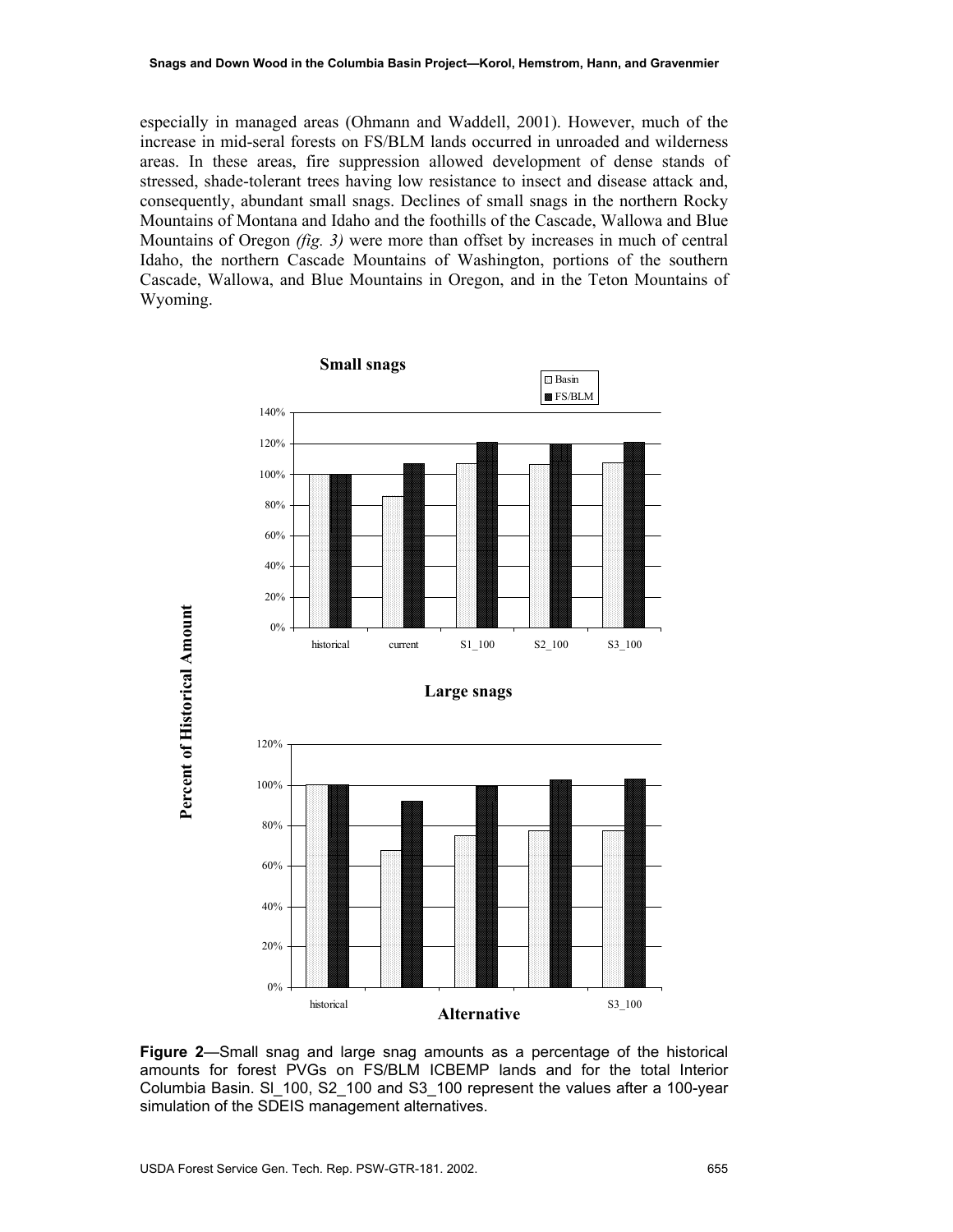especially in managed areas (Ohmann and Waddell, 2001). However, much of the increase in mid-seral forests on FS/BLM lands occurred in unroaded and wilderness areas. In these areas, fire suppression allowed development of dense stands of stressed, shade-tolerant trees having low resistance to insect and disease attack and, consequently, abundant small snags. Declines of small snags in the northern Rocky Mountains of Montana and Idaho and the foothills of the Cascade, Wallowa and Blue Mountains of Oregon *(fig. 3)* were more than offset by increases in much of central Idaho, the northern Cascade Mountains of Washington, portions of the southern Cascade, Wallowa, and Blue Mountains in Oregon, and in the Teton Mountains of Wyoming.

**Figure 2**—Small snag and large snag amounts as a percentage of the historical amounts for forest PVGs on FS/BLM ICBEMP lands and for the total Interior Columbia Basin. Sl_100, S2_100 and S3_100 represent the values after a 100-year simulation of the SDEIS management alternatives.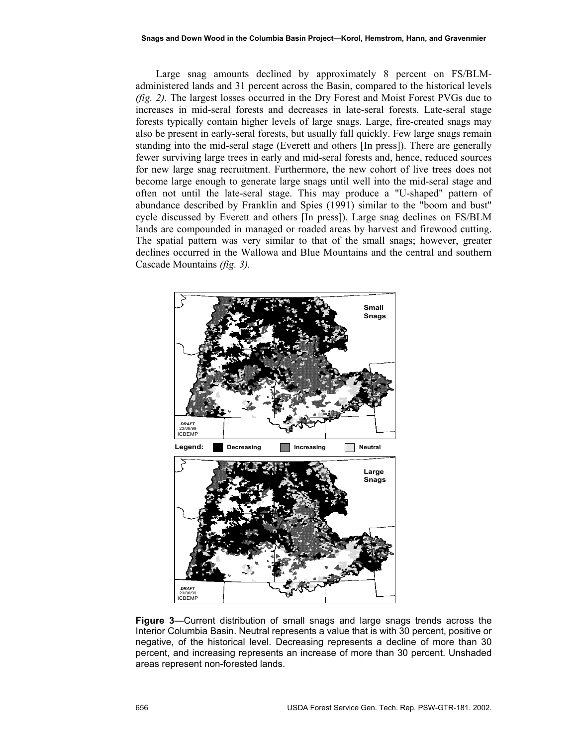Large snag amounts declined by approximately 8 percent on FS/BLM-administered lands and 31 percent across the Basin, compared to the historical levels *(fig. 2).* The largest losses occurred in the Dry Forest and Moist Forest PVGs due to increases in mid-seral forests and decreases in late-seral forests. Late-seral stage forests typically contain higher levels of large snags. Large, fire-created snags may also be present in early-seral forests, but usually fall quickly. Few large snags remain standing into the mid-seral stage (Everett and others [In press]). There are generally fewer surviving large trees in early and mid-seral forests and, hence, reduced sources for new large snag recruitment. Furthermore, the new cohort of live trees does not become large enough to generate large snags until well into the mid-seral stage and often not until the late-seral stage. This may produce a "U-shaped" pattern of abundance described by Franklin and Spies (1991) similar to the "boom and bust" cycle discussed by Everett and others [In press]). Large snag declines on FS/BLM lands are compounded in managed or roaded areas by harvest and firewood cutting. The spatial pattern was very similar to that of the small snags; however, greater declines occurred in the Wallowa and Blue Mountains and the central and southern Cascade Mountains *(fig. 3).*

**Figure 3**—Current distribution of small snags and large snags trends across the Interior Columbia Basin. Neutral represents a value that is with 30 percent, positive or negative, of the historical level. Decreasing represents a decline of more than 30 percent, and increasing represents an increase of more than 30 percent. Unshaded areas represent non-forested lands.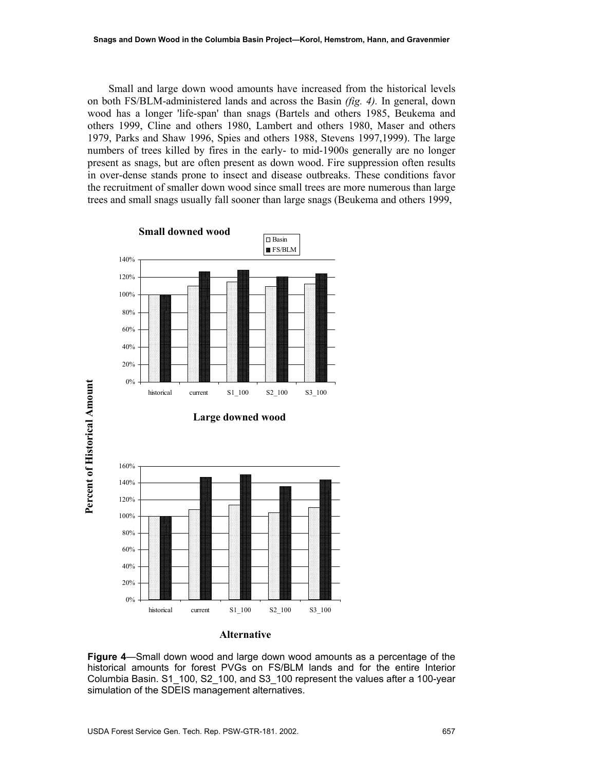Small and large down wood amounts have increased from the historical levels on both FS/BLM-administered lands and across the Basin *(fig. 4)*. In general, down wood has a longer 'life-span' than snags (Bartels and others 1985, Beukema and others 1999, Cline and others 1980, Lambert and others 1980, Maser and others 1979, Parks and Shaw 1996, Spies and others 1988, Stevens 1997,1999). The large numbers of trees killed by fires in the early- to mid-1900s generally are no longer present as snags, but are often present as down wood. Fire suppression often results in over-dense stands prone to insect and disease outbreaks. These conditions favor the recruitment of smaller down wood since small trees are more numerous than large trees and small snags usually fall sooner than large snags (Beukema and others 1999,

**Figure 4**—Small down wood and large down wood amounts as a percentage of the historical amounts for forest PVGs on FS/BLM lands and for the entire Interior Columbia Basin. S1_100, S2_100, and S3_100 represent the values after a 100-year simulation of the SDEIS management alternatives.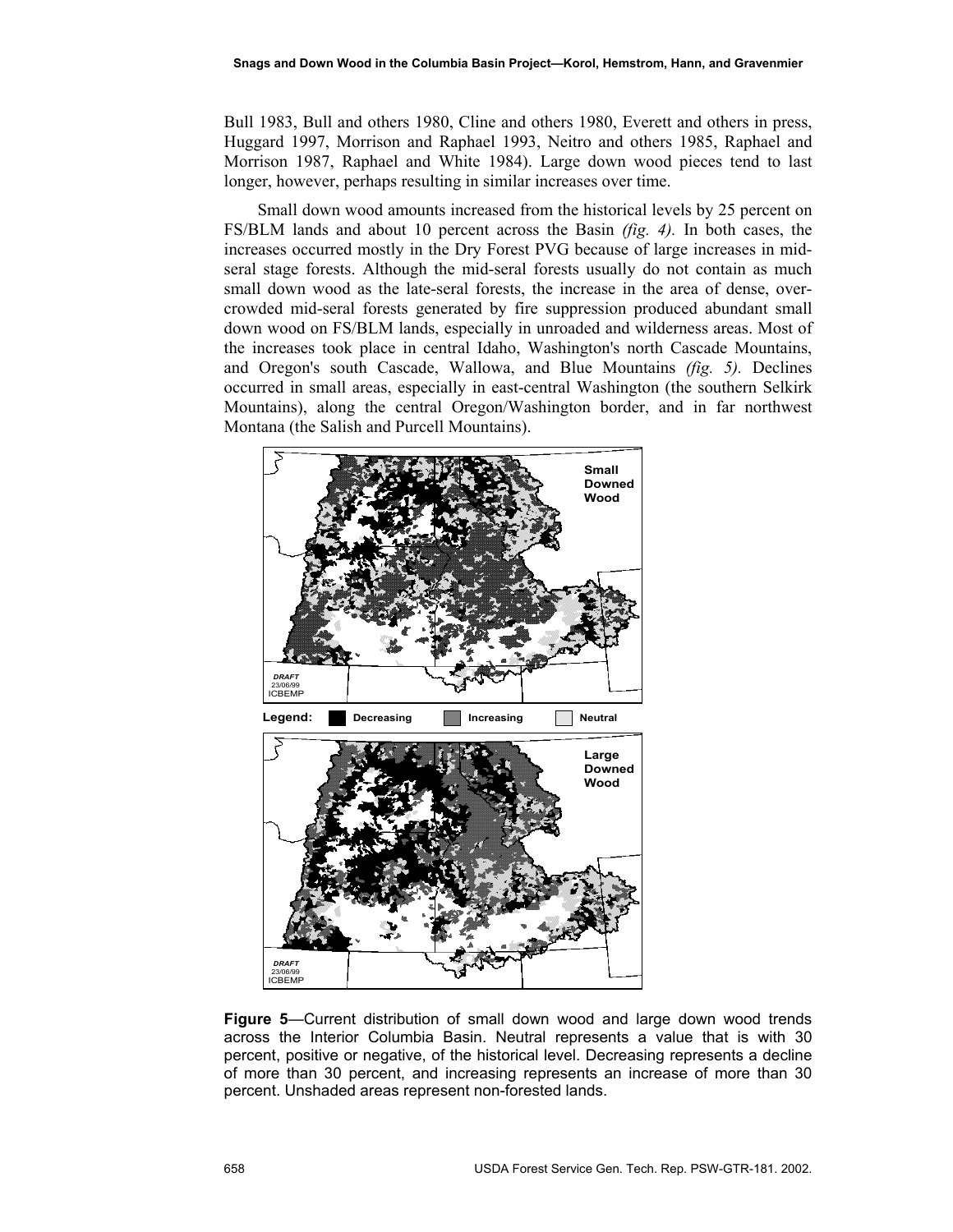Bull 1983, Bull and others 1980, Cline and others 1980, Everett and others in press, Huggard 1997, Morrison and Raphael 1993, Neitro and others 1985, Raphael and Morrison 1987, Raphael and White 1984). Large down wood pieces tend to last longer, however, perhaps resulting in similar increases over time.

Small down wood amounts increased from the historical levels by 25 percent on FS/BLM lands and about 10 percent across the Basin *(fig. 4).* In both cases, the increases occurred mostly in the Dry Forest PVG because of large increases in mid-seral stage forests. Although the mid-seral forests usually do not contain as much small down wood as the late-seral forests, the increase in the area of dense, over-crowded mid-seral forests generated by fire suppression produced abundant small down wood on FS/BLM lands, especially in unroaded and wilderness areas. Most of the increases took place in central Idaho, Washington's north Cascade Mountains, and Oregon's south Cascade, Wallowa, and Blue Mountains *(fig. 5).* Declines occurred in small areas, especially in east-central Washington (the southern Selkirk Mountains), along the central Oregon/Washington border, and in far northwest Montana (the Salish and Purcell Mountains).

**Figure 5**—Current distribution of small down wood and large down wood trends across the Interior Columbia Basin. Neutral represents a value that is with 30 percent, positive or negative, of the historical level. Decreasing represents a decline of more than 30 percent, and increasing represents an increase of more than 30 percent. Unshaded areas represent non-forested lands.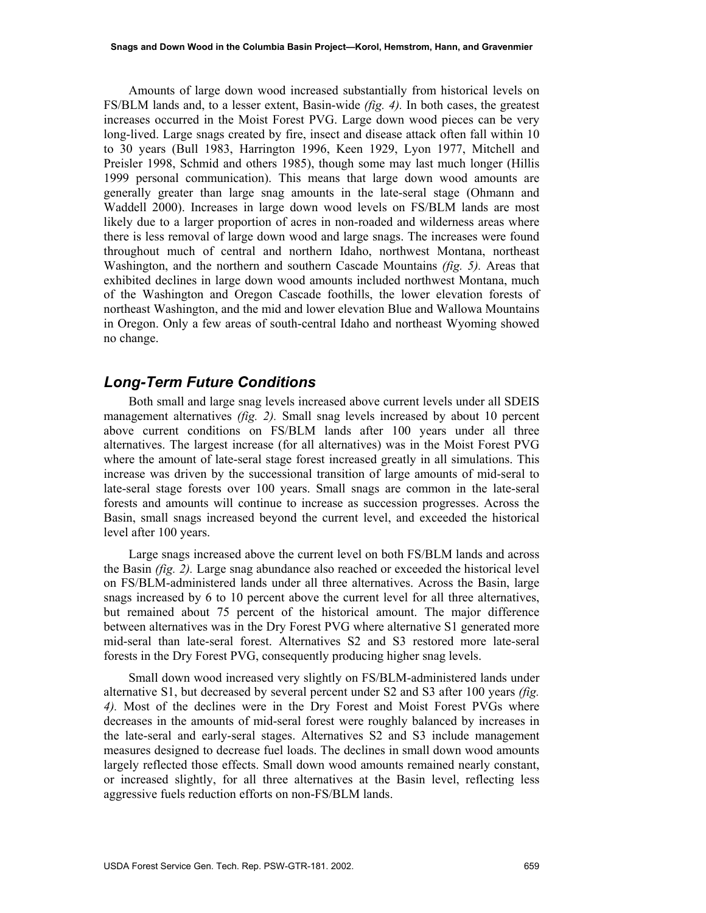Amounts of large down wood increased substantially from historical levels on FS/BLM lands and, to a lesser extent, Basin-wide *(fig. 4)*. In both cases, the greatest increases occurred in the Moist Forest PVG. Large down wood pieces can be very long-lived. Large snags created by fire, insect and disease attack often fall within 10 to 30 years (Bull 1983, Harrington 1996, Keen 1929, Lyon 1977, Mitchell and Preisler 1998, Schmid and others 1985), though some may last much longer (Hillis 1999 personal communication). This means that large down wood amounts are generally greater than large snag amounts in the late-seral stage (Ohmann and Waddell 2000). Increases in large down wood levels on FS/BLM lands are most likely due to a larger proportion of acres in non-roaded and wilderness areas where there is less removal of large down wood and large snags. The increases were found throughout much of central and northern Idaho, northwest Montana, northeast Washington, and the northern and southern Cascade Mountains *(fig. 5)*. Areas that exhibited declines in large down wood amounts included northwest Montana, much of the Washington and Oregon Cascade foothills, the lower elevation forests of northeast Washington, and the mid and lower elevation Blue and Wallowa Mountains in Oregon. Only a few areas of south-central Idaho and northeast Wyoming showed no change.

## *Long-Term Future Conditions*

Both small and large snag levels increased above current levels under all SDEIS management alternatives *(fig. 2)*. Small snag levels increased by about 10 percent above current conditions on FS/BLM lands after 100 years under all three alternatives. The largest increase (for all alternatives) was in the Moist Forest PVG where the amount of late-seral stage forest increased greatly in all simulations. This increase was driven by the successional transition of large amounts of mid-seral to late-seral stage forests over 100 years. Small snags are common in the late-seral forests and amounts will continue to increase as succession progresses. Across the Basin, small snags increased beyond the current level, and exceeded the historical level after 100 years.

Large snags increased above the current level on both FS/BLM lands and across the Basin *(fig. 2)*. Large snag abundance also reached or exceeded the historical level on FS/BLM-administered lands under all three alternatives. Across the Basin, large snags increased by 6 to 10 percent above the current level for all three alternatives, but remained about 75 percent of the historical amount. The major difference between alternatives was in the Dry Forest PVG where alternative S1 generated more mid-seral than late-seral forest. Alternatives S2 and S3 restored more late-seral forests in the Dry Forest PVG, consequently producing higher snag levels.

Small down wood increased very slightly on FS/BLM-administered lands under alternative S1, but decreased by several percent under S2 and S3 after 100 years *(fig. 4)*. Most of the declines were in the Dry Forest and Moist Forest PVGs where decreases in the amounts of mid-seral forest were roughly balanced by increases in the late-seral and early-seral stages. Alternatives S2 and S3 include management measures designed to decrease fuel loads. The declines in small down wood amounts largely reflected those effects. Small down wood amounts remained nearly constant, or increased slightly, for all three alternatives at the Basin level, reflecting less aggressive fuels reduction efforts on non-FS/BLM lands.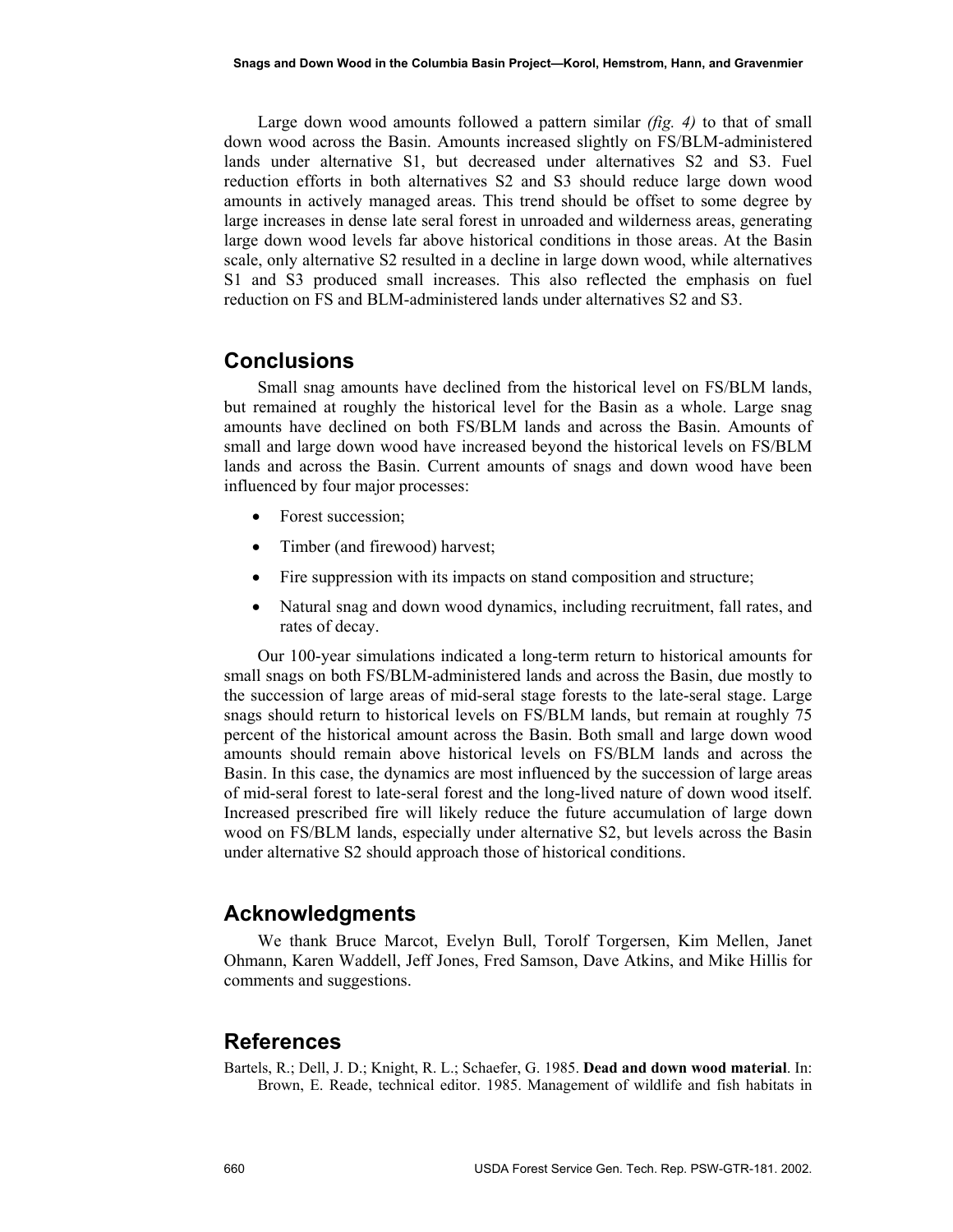Large down wood amounts followed a pattern similar *(fig. 4)* to that of small down wood across the Basin. Amounts increased slightly on FS/BLM-administered lands under alternative S1, but decreased under alternatives S2 and S3. Fuel reduction efforts in both alternatives S2 and S3 should reduce large down wood amounts in actively managed areas. This trend should be offset to some degree by large increases in dense late seral forest in unroaded and wilderness areas, generating large down wood levels far above historical conditions in those areas. At the Basin scale, only alternative S2 resulted in a decline in large down wood, while alternatives S1 and S3 produced small increases. This also reflected the emphasis on fuel reduction on FS and BLM-administered lands under alternatives S2 and S3.

## Conclusions

Small snag amounts have declined from the historical level on FS/BLM lands, but remained at roughly the historical level for the Basin as a whole. Large snag amounts have declined on both FS/BLM lands and across the Basin. Amounts of small and large down wood have increased beyond the historical levels on FS/BLM lands and across the Basin. Current amounts of snags and down wood have been influenced by four major processes:

- Forest succession;
- Timber (and firewood) harvest;
- Fire suppression with its impacts on stand composition and structure;
- Natural snag and down wood dynamics, including recruitment, fall rates, and rates of decay.

Our 100-year simulations indicated a long-term return to historical amounts for small snags on both FS/BLM-administered lands and across the Basin, due mostly to the succession of large areas of mid-seral stage forests to the late-seral stage. Large snags should return to historical levels on FS/BLM lands, but remain at roughly 75 percent of the historical amount across the Basin. Both small and large down wood amounts should remain above historical levels on FS/BLM lands and across the Basin. In this case, the dynamics are most influenced by the succession of large areas of mid-seral forest to late-seral forest and the long-lived nature of down wood itself. Increased prescribed fire will likely reduce the future accumulation of large down wood on FS/BLM lands, especially under alternative S2, but levels across the Basin under alternative S2 should approach those of historical conditions.

## Acknowledgments

We thank Bruce Marcot, Evelyn Bull, Torolf Torgersen, Kim Mellen, Janet Ohmann, Karen Waddell, Jeff Jones, Fred Samson, Dave Atkins, and Mike Hillis for comments and suggestions.

## References

Bartels, R.; Dell, J. D.; Knight, R. L.; Schaefer, G. 1985. **Dead and down wood material**. In: Brown, E. Reade, technical editor. 1985. Management of wildlife and fish habitats in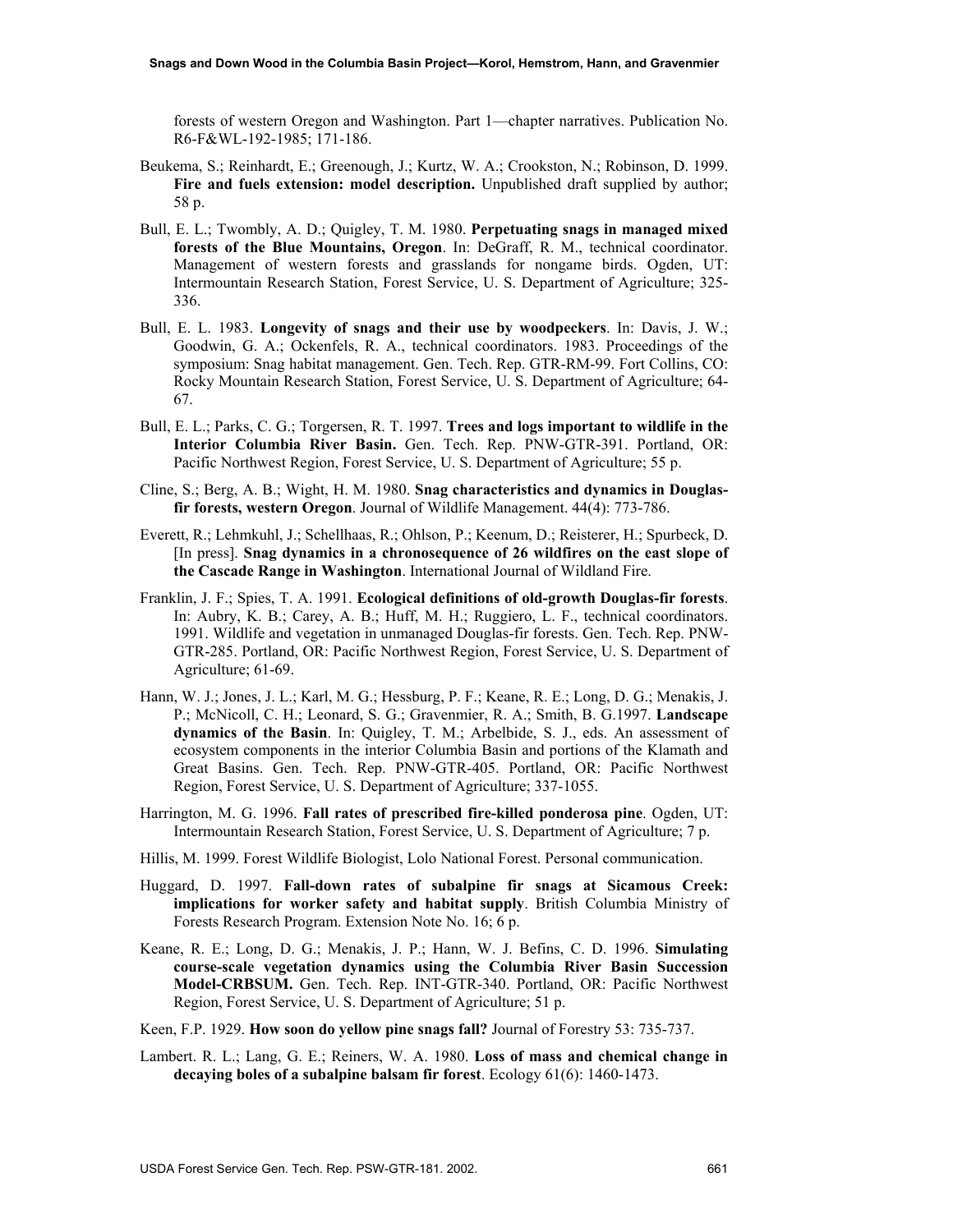forests of western Oregon and Washington. Part 1—chapter narratives. Publication No. R6-F&WL-192-1985; 171-186.

Beukema, S.; Reinhardt, E.; Greenough, J.; Kurtz, W. A.; Crookston, N.; Robinson, D. 1999. **Fire and fuels extension: model description.** Unpublished draft supplied by author; 58 p.

Bull, E. L.; Twombly, A. D.; Quigley, T. M. 1980. **Perpetuating snags in managed mixed forests of the Blue Mountains, Oregon**. In: DeGraff, R. M., technical coordinator. Management of western forests and grasslands for nongame birds. Ogden, UT: Intermountain Research Station, Forest Service, U. S. Department of Agriculture; 325-336.

Bull, E. L. 1983. **Longevity of snags and their use by woodpeckers**. In: Davis, J. W.; Goodwin, G. A.; Ockenfels, R. A., technical coordinators. 1983. Proceedings of the symposium: Snag habitat management. Gen. Tech. Rep. GTR-RM-99. Fort Collins, CO: Rocky Mountain Research Station, Forest Service, U. S. Department of Agriculture; 64-67.

Bull, E. L.; Parks, C. G.; Torgersen, R. T. 1997. **Trees and logs important to wildlife in the Interior Columbia River Basin.** Gen. Tech. Rep. PNW-GTR-391. Portland, OR: Pacific Northwest Region, Forest Service, U. S. Department of Agriculture; 55 p.

Cline, S.; Berg, A. B.; Wight, H. M. 1980. **Snag characteristics and dynamics in Douglas-fir forests, western Oregon**. Journal of Wildlife Management. 44(4): 773-786.

Everett, R.; Lehmkuhl, J.; Schellhaas, R.; Ohlson, P.; Keenum, D.; Reisterer, H.; Spurbeck, D. [In press]. **Snag dynamics in a chronosequence of 26 wildfires on the east slope of the Cascade Range in Washington**. International Journal of Wildland Fire.

Franklin, J. F.; Spies, T. A. 1991. **Ecological definitions of old-growth Douglas-fir forests**. In: Aubry, K. B.; Carey, A. B.; Huff, M. H.; Ruggiero, L. F., technical coordinators. 1991. Wildlife and vegetation in unmanaged Douglas-fir forests. Gen. Tech. Rep. PNW-GTR-285. Portland, OR: Pacific Northwest Region, Forest Service, U. S. Department of Agriculture; 61-69.

Hann, W. J.; Jones, J. L.; Karl, M. G.; Hessburg, P. F.; Keane, R. E.; Long, D. G.; Menakis, J. P.; McNicoll, C. H.; Leonard, S. G.; Gravenmier, R. A.; Smith, B. G.1997. **Landscape dynamics of the Basin**. In: Quigley, T. M.; Arbelbide, S. J., eds. An assessment of ecosystem components in the interior Columbia Basin and portions of the Klamath and Great Basins. Gen. Tech. Rep. PNW-GTR-405. Portland, OR: Pacific Northwest Region, Forest Service, U. S. Department of Agriculture; 337-1055.

Harrington, M. G. 1996. **Fall rates of prescribed fire-killed ponderosa pine**. Ogden, UT: Intermountain Research Station, Forest Service, U. S. Department of Agriculture; 7 p.

Hillis, M. 1999. Forest Wildlife Biologist, Lolo National Forest. Personal communication.

Huggard, D. 1997. **Fall-down rates of subalpine fir snags at Sicamous Creek: implications for worker safety and habitat supply**. British Columbia Ministry of Forests Research Program. Extension Note No. 16; 6 p.

Keane, R. E.; Long, D. G.; Menakis, J. P.; Hann, W. J. Befins, C. D. 1996. **Simulating course-scale vegetation dynamics using the Columbia River Basin Succession Model-CRBSUM.** Gen. Tech. Rep. INT-GTR-340. Portland, OR: Pacific Northwest Region, Forest Service, U. S. Department of Agriculture; 51 p.

Keen, F.P. 1929. **How soon do yellow pine snags fall?** Journal of Forestry 53: 735-737.

Lambert. R. L.; Lang, G. E.; Reiners, W. A. 1980. **Loss of mass and chemical change in decaying boles of a subalpine balsam fir forest**. Ecology 61(6): 1460-1473.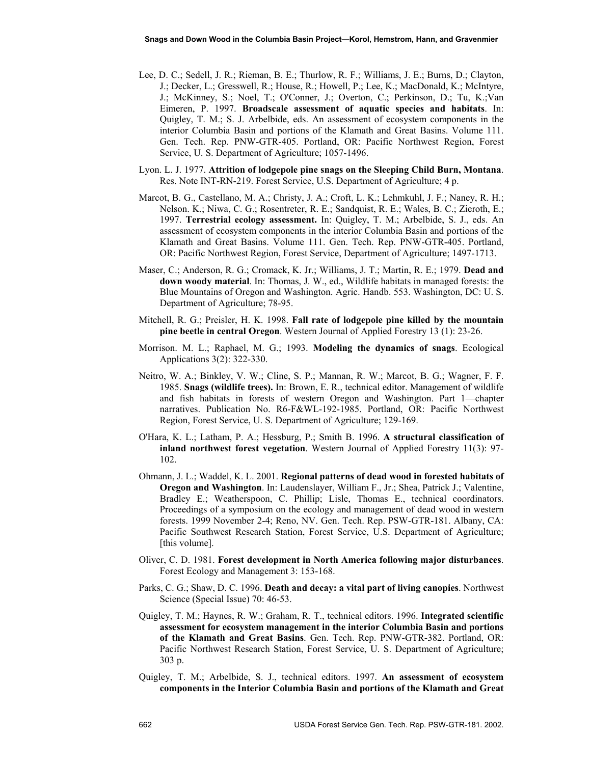Lee, D. C.; Sedell, J. R.; Rieman, B. E.; Thurlow, R. F.; Williams, J. E.; Burns, D.; Clayton, J.; Decker, L.; Gresswell, R.; House, R.; Howell, P.; Lee, K.; MacDonald, K.; McIntyre, J.; McKinney, S.; Noel, T.; O'Conner, J.; Overton, C.; Perkinson, D.; Tu, K.;Van Eimeren, P. 1997. **Broadscale assessment of aquatic species and habitats**. In: Quigley, T. M.; S. J. Arbelbide, eds. An assessment of ecosystem components in the interior Columbia Basin and portions of the Klamath and Great Basins. Volume 111. Gen. Tech. Rep. PNW-GTR-405. Portland, OR: Pacific Northwest Region, Forest Service, U. S. Department of Agriculture; 1057-1496.

Lyon. L. J. 1977. **Attrition of lodgepole pine snags on the Sleeping Child Burn, Montana**. Res. Note INT-RN-219. Forest Service, U.S. Department of Agriculture; 4 p.

Marcot, B. G., Castellano, M. A.; Christy, J. A.; Croft, L. K.; Lehmkuhl, J. F.; Naney, R. H.; Nelson. K.; Niwa, C. G.; Rosentreter, R. E.; Sandquist, R. E.; Wales, B. C.; Zieroth, E.; 1997. **Terrestrial ecology assessment.** In: Quigley, T. M.; Arbelbide, S. J., eds. An assessment of ecosystem components in the interior Columbia Basin and portions of the Klamath and Great Basins. Volume 111. Gen. Tech. Rep. PNW-GTR-405. Portland, OR: Pacific Northwest Region, Forest Service, Department of Agriculture; 1497-1713.

Maser, C.; Anderson, R. G.; Cromack, K. Jr.; Williams, J. T.; Martin, R. E.; 1979. **Dead and down woody material**. In: Thomas, J. W., ed., Wildlife habitats in managed forests: the Blue Mountains of Oregon and Washington. Agric. Handb. 553. Washington, DC: U. S. Department of Agriculture; 78-95.

Mitchell, R. G.; Preisler, H. K. 1998. **Fall rate of lodgepole pine killed by the mountain pine beetle in central Oregon**. Western Journal of Applied Forestry 13 (1): 23-26.

Morrison. M. L.; Raphael, M. G.; 1993. **Modeling the dynamics of snags**. Ecological Applications 3(2): 322-330.

Neitro, W. A.; Binkley, V. W.; Cline, S. P.; Mannan, R. W.; Marcot, B. G.; Wagner, F. F. 1985. **Snags (wildlife trees).** In: Brown, E. R., technical editor. Management of wildlife and fish habitats in forests of western Oregon and Washington. Part 1—chapter narratives. Publication No. R6-F&WL-192-1985. Portland, OR: Pacific Northwest Region, Forest Service, U. S. Department of Agriculture; 129-169.

O'Hara, K. L.; Latham, P. A.; Hessburg, P.; Smith B. 1996. **A structural classification of inland northwest forest vegetation**. Western Journal of Applied Forestry 11(3): 97-102.

Ohmann, J. L.; Waddel, K. L. 2001. **Regional patterns of dead wood in forested habitats of Oregon and Washington**. In: Laudenslayer, William F., Jr.; Shea, Patrick J.; Valentine, Bradley E.; Weatherspoon, C. Phillip; Lisle, Thomas E., technical coordinators. Proceedings of a symposium on the ecology and management of dead wood in western forests. 1999 November 2-4; Reno, NV. Gen. Tech. Rep. PSW-GTR-181. Albany, CA: Pacific Southwest Research Station, Forest Service, U.S. Department of Agriculture; [this volume].

Oliver, C. D. 1981. **Forest development in North America following major disturbances**. Forest Ecology and Management 3: 153-168.

Parks, C. G.; Shaw, D. C. 1996. **Death and decay: a vital part of living canopies**. Northwest Science (Special Issue) 70: 46-53.

Quigley, T. M.; Haynes, R. W.; Graham, R. T., technical editors. 1996. **Integrated scientific assessment for ecosystem management in the interior Columbia Basin and portions of the Klamath and Great Basins**. Gen. Tech. Rep. PNW-GTR-382. Portland, OR: Pacific Northwest Research Station, Forest Service, U. S. Department of Agriculture; 303 p.

Quigley, T. M.; Arbelbide, S. J., technical editors. 1997. **An assessment of ecosystem components in the Interior Columbia Basin and portions of the Klamath and Great**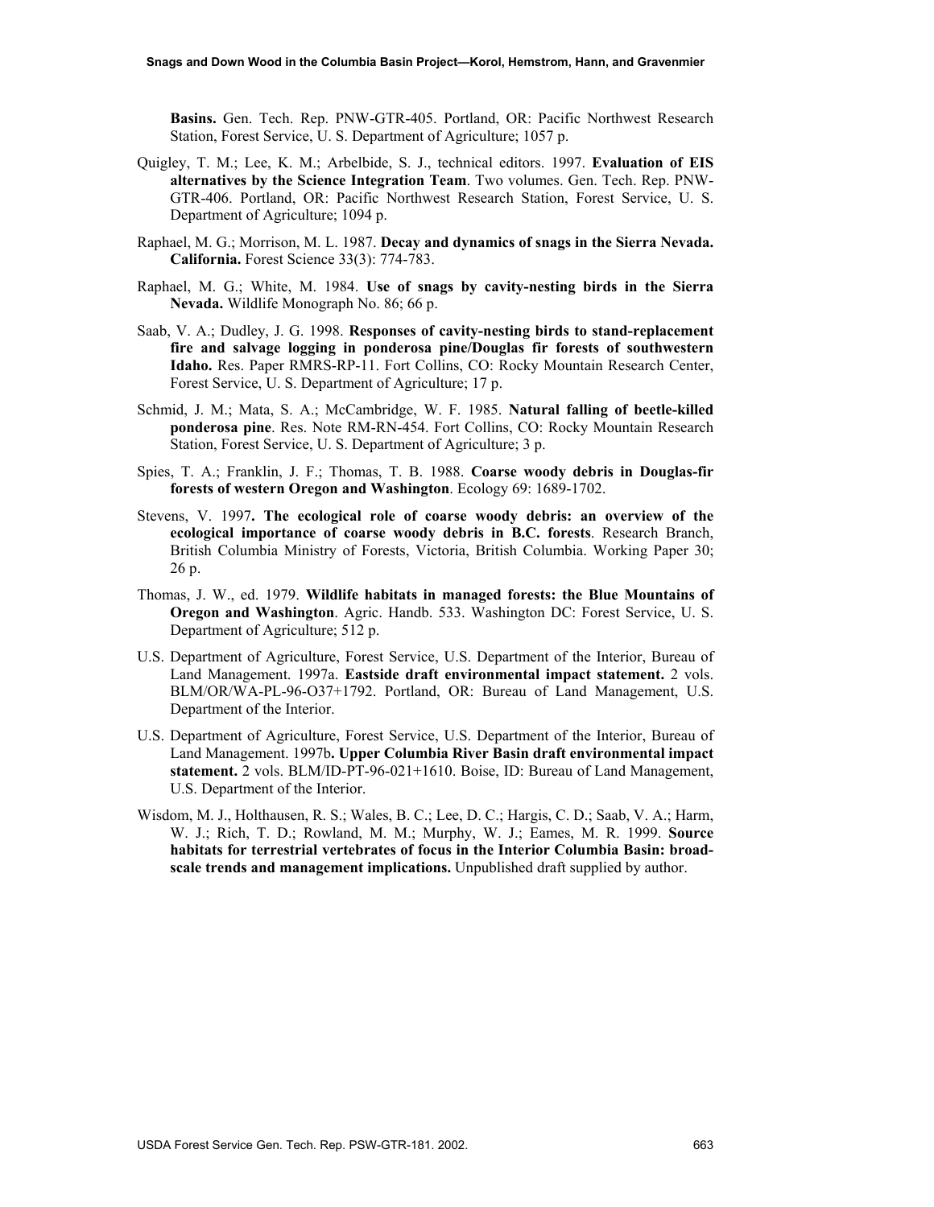**Basins.** Gen. Tech. Rep. PNW-GTR-405. Portland, OR: Pacific Northwest Research Station, Forest Service, U. S. Department of Agriculture; 1057 p.

Quigley, T. M.; Lee, K. M.; Arbelbide, S. J., technical editors. 1997. **Evaluation of EIS alternatives by the Science Integration Team**. Two volumes. Gen. Tech. Rep. PNW-GTR-406. Portland, OR: Pacific Northwest Research Station, Forest Service, U. S. Department of Agriculture; 1094 p.

Raphael, M. G.; Morrison, M. L. 1987. **Decay and dynamics of snags in the Sierra Nevada. California.** Forest Science 33(3): 774-783.

Raphael, M. G.; White, M. 1984. **Use of snags by cavity-nesting birds in the Sierra Nevada.** Wildlife Monograph No. 86; 66 p.

Saab, V. A.; Dudley, J. G. 1998. **Responses of cavity-nesting birds to stand-replacement fire and salvage logging in ponderosa pine/Douglas fir forests of southwestern Idaho.** Res. Paper RMRS-RP-11. Fort Collins, CO: Rocky Mountain Research Center, Forest Service, U. S. Department of Agriculture; 17 p.

Schmid, J. M.; Mata, S. A.; McCambridge, W. F. 1985. **Natural falling of beetle-killed ponderosa pine**. Res. Note RM-RN-454. Fort Collins, CO: Rocky Mountain Research Station, Forest Service, U. S. Department of Agriculture; 3 p.

Spies, T. A.; Franklin, J. F.; Thomas, T. B. 1988. **Coarse woody debris in Douglas-fir forests of western Oregon and Washington**. Ecology 69: 1689-1702.

Stevens, V. 1997**. The ecological role of coarse woody debris: an overview of the ecological importance of coarse woody debris in B.C. forests**. Research Branch, British Columbia Ministry of Forests, Victoria, British Columbia. Working Paper 30; 26 p.

Thomas, J. W., ed. 1979. **Wildlife habitats in managed forests: the Blue Mountains of Oregon and Washington**. Agric. Handb. 533. Washington DC: Forest Service, U. S. Department of Agriculture; 512 p.

U.S. Department of Agriculture, Forest Service, U.S. Department of the Interior, Bureau of Land Management. 1997a. **Eastside draft environmental impact statement.** 2 vols. BLM/OR/WA-PL-96-O37+1792. Portland, OR: Bureau of Land Management, U.S. Department of the Interior.

U.S. Department of Agriculture, Forest Service, U.S. Department of the Interior, Bureau of Land Management. 1997b**. Upper Columbia River Basin draft environmental impact statement.** 2 vols. BLM/ID-PT-96-021+1610. Boise, ID: Bureau of Land Management, U.S. Department of the Interior.

Wisdom, M. J., Holthausen, R. S.; Wales, B. C.; Lee, D. C.; Hargis, C. D.; Saab, V. A.; Harm, W. J.; Rich, T. D.; Rowland, M. M.; Murphy, W. J.; Eames, M. R. 1999. **Source habitats for terrestrial vertebrates of focus in the Interior Columbia Basin: broad-scale trends and management implications.** Unpublished draft supplied by author.